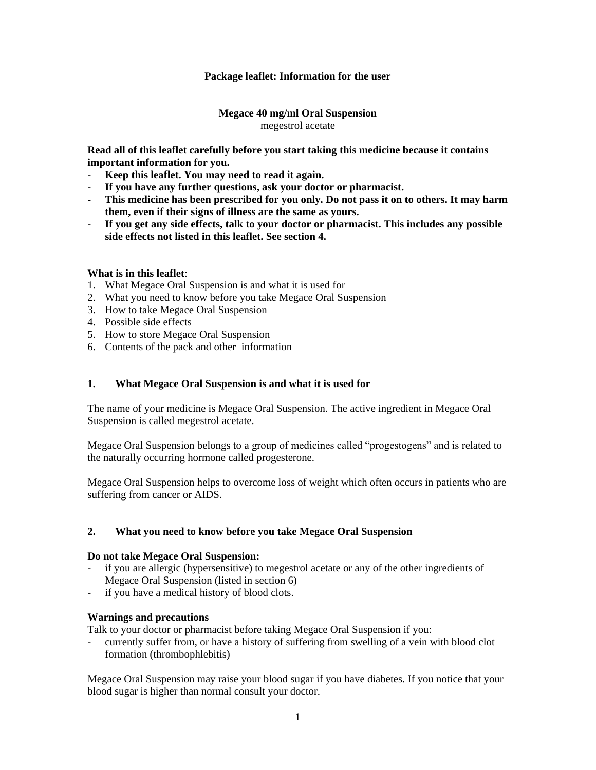**Package leaflet: Information for the user**

**Megace 40 mg/ml Oral Suspension**
megestrol acetate

**Read all of this leaflet carefully before you start taking this medicine because it contains important information for you.**

- **Keep this leaflet. You may need to read it again.**
- **If you have any further questions, ask your doctor or pharmacist.**
- **This medicine has been prescribed for you only. Do not pass it on to others. It may harm them, even if their signs of illness are the same as yours.**
- **If you get any side effects, talk to your doctor or pharmacist. This includes any possible side effects not listed in this leaflet. See section 4.**

**What is in this leaflet**:

1. What Megace Oral Suspension is and what it is used for
2. What you need to know before you take Megace Oral Suspension
3. How to take Megace Oral Suspension
4. Possible side effects
5. How to store Megace Oral Suspension
6. Contents of the pack and other information

## 1. What Megace Oral Suspension is and what it is used for

The name of your medicine is Megace Oral Suspension. The active ingredient in Megace Oral Suspension is called megestrol acetate.

Megace Oral Suspension belongs to a group of medicines called "progestogens" and is related to the naturally occurring hormone called progesterone.

Megace Oral Suspension helps to overcome loss of weight which often occurs in patients who are suffering from cancer or AIDS.

## 2. What you need to know before you take Megace Oral Suspension

**Do not take Megace Oral Suspension:**

- if you are allergic (hypersensitive) to megestrol acetate or any of the other ingredients of Megace Oral Suspension (listed in section 6)
- if you have a medical history of blood clots.

**Warnings and precautions**

Talk to your doctor or pharmacist before taking Megace Oral Suspension if you:

- currently suffer from, or have a history of suffering from swelling of a vein with blood clot formation (thrombophlebitis)

Megace Oral Suspension may raise your blood sugar if you have diabetes. If you notice that your blood sugar is higher than normal consult your doctor.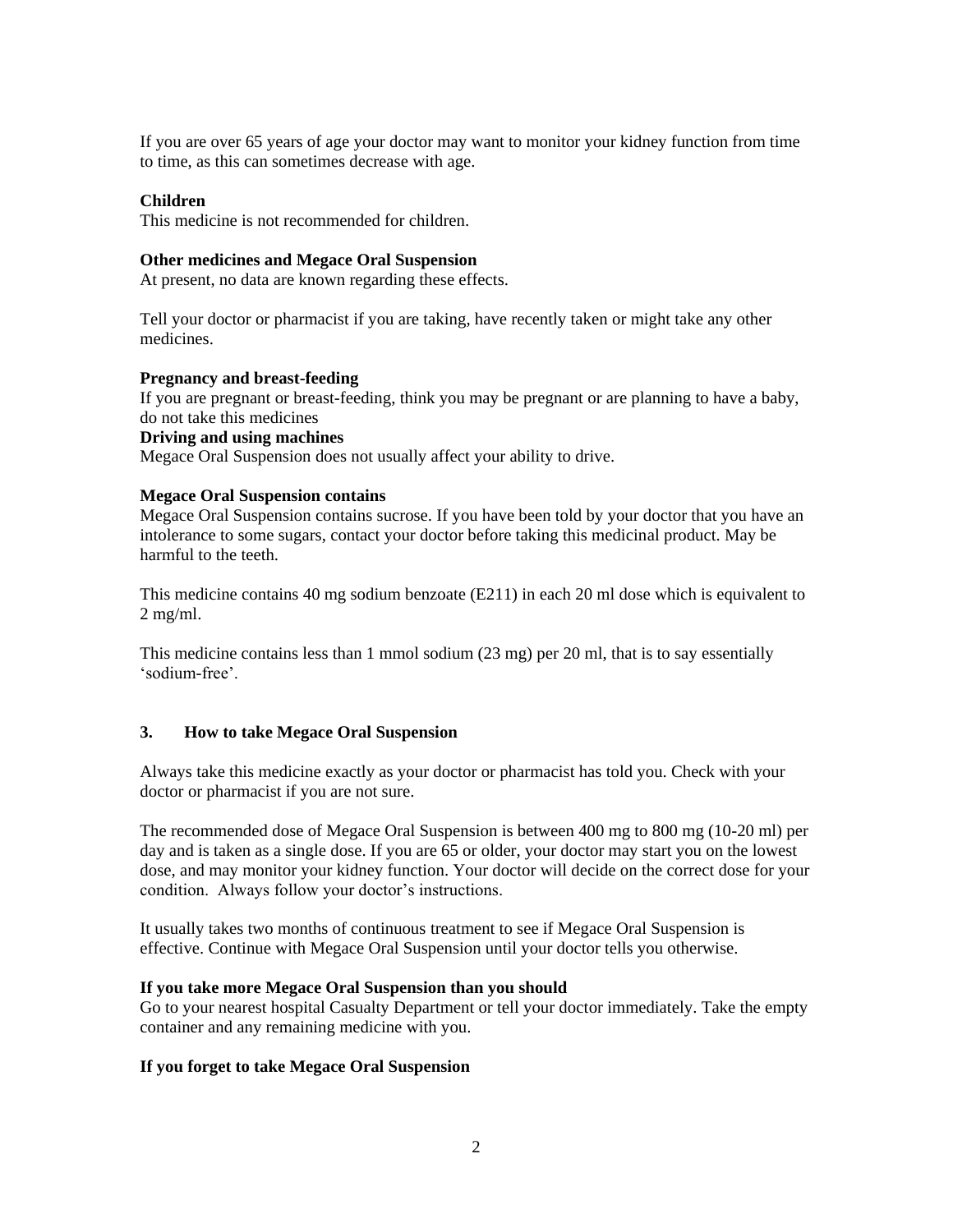If you are over 65 years of age your doctor may want to monitor your kidney function from time to time, as this can sometimes decrease with age.

**Children**

This medicine is not recommended for children.

**Other medicines and Megace Oral Suspension**

At present, no data are known regarding these effects.

Tell your doctor or pharmacist if you are taking, have recently taken or might take any other medicines.

**Pregnancy and breast-feeding**

If you are pregnant or breast-feeding, think you may be pregnant or are planning to have a baby, do not take this medicines

**Driving and using machines**

Megace Oral Suspension does not usually affect your ability to drive.

**Megace Oral Suspension contains**

Megace Oral Suspension contains sucrose. If you have been told by your doctor that you have an intolerance to some sugars, contact your doctor before taking this medicinal product. May be harmful to the teeth.

This medicine contains 40 mg sodium benzoate (E211) in each 20 ml dose which is equivalent to 2 mg/ml.

This medicine contains less than 1 mmol sodium (23 mg) per 20 ml, that is to say essentially 'sodium-free'.

## 3. How to take Megace Oral Suspension

Always take this medicine exactly as your doctor or pharmacist has told you. Check with your doctor or pharmacist if you are not sure.

The recommended dose of Megace Oral Suspension is between 400 mg to 800 mg (10-20 ml) per day and is taken as a single dose. If you are 65 or older, your doctor may start you on the lowest dose, and may monitor your kidney function. Your doctor will decide on the correct dose for your condition. Always follow your doctor's instructions.

It usually takes two months of continuous treatment to see if Megace Oral Suspension is effective. Continue with Megace Oral Suspension until your doctor tells you otherwise.

**If you take more Megace Oral Suspension than you should**

Go to your nearest hospital Casualty Department or tell your doctor immediately. Take the empty container and any remaining medicine with you.

**If you forget to take Megace Oral Suspension**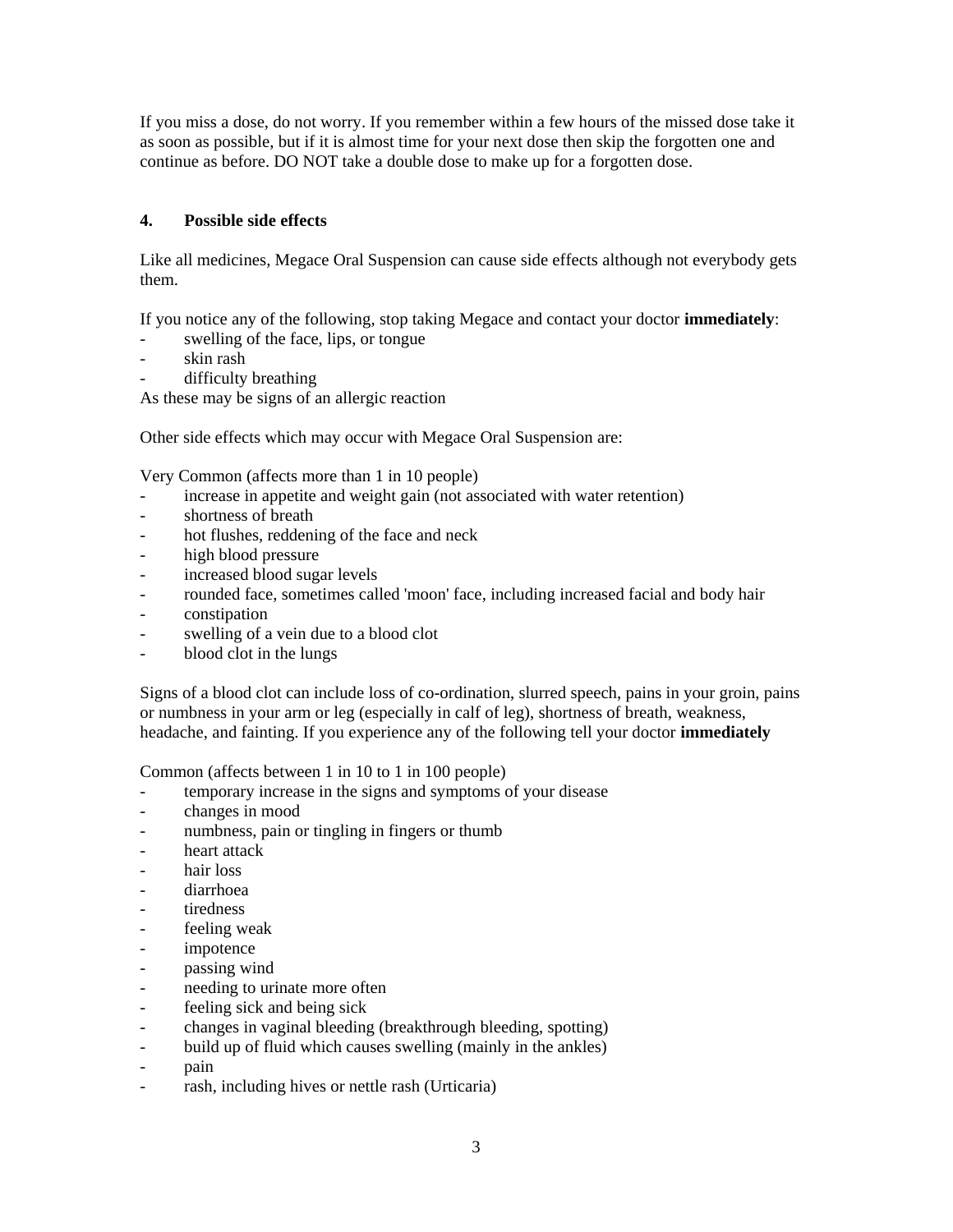If you miss a dose, do not worry. If you remember within a few hours of the missed dose take it as soon as possible, but if it is almost time for your next dose then skip the forgotten one and continue as before. DO NOT take a double dose to make up for a forgotten dose.

## 4. Possible side effects

Like all medicines, Megace Oral Suspension can cause side effects although not everybody gets them.

If you notice any of the following, stop taking Megace and contact your doctor **immediately**:

- swelling of the face, lips, or tongue
- skin rash
- difficulty breathing

As these may be signs of an allergic reaction

Other side effects which may occur with Megace Oral Suspension are:

Very Common (affects more than 1 in 10 people)

- increase in appetite and weight gain (not associated with water retention)
- shortness of breath
- hot flushes, reddening of the face and neck
- high blood pressure
- increased blood sugar levels
- rounded face, sometimes called 'moon' face, including increased facial and body hair
- constipation
- swelling of a vein due to a blood clot
- blood clot in the lungs

Signs of a blood clot can include loss of co-ordination, slurred speech, pains in your groin, pains or numbness in your arm or leg (especially in calf of leg), shortness of breath, weakness, headache, and fainting. If you experience any of the following tell your doctor **immediately**

Common (affects between 1 in 10 to 1 in 100 people)

- temporary increase in the signs and symptoms of your disease
- changes in mood
- numbness, pain or tingling in fingers or thumb
- heart attack
- hair loss
- diarrhoea
- tiredness
- feeling weak
- impotence
- passing wind
- needing to urinate more often
- feeling sick and being sick
- changes in vaginal bleeding (breakthrough bleeding, spotting)
- build up of fluid which causes swelling (mainly in the ankles)
- pain
- rash, including hives or nettle rash (Urticaria)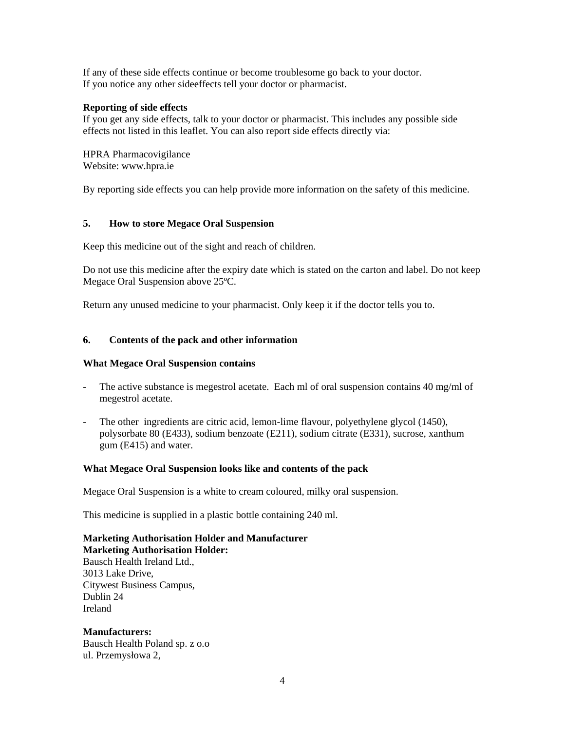If any of these side effects continue or become troublesome go back to your doctor.
If you notice any other sideeffects tell your doctor or pharmacist.

**Reporting of side effects**
If you get any side effects, talk to your doctor or pharmacist. This includes any possible side effects not listed in this leaflet. You can also report side effects directly via:

HPRA Pharmacovigilance
Website: www.hpra.ie

By reporting side effects you can help provide more information on the safety of this medicine.

## 5. How to store Megace Oral Suspension

Keep this medicine out of the sight and reach of children.

Do not use this medicine after the expiry date which is stated on the carton and label. Do not keep Megace Oral Suspension above 25ºC.

Return any unused medicine to your pharmacist. Only keep it if the doctor tells you to.

## 6. Contents of the pack and other information

**What Megace Oral Suspension contains**

- The active substance is megestrol acetate. Each ml of oral suspension contains 40 mg/ml of megestrol acetate.
- The other ingredients are citric acid, lemon-lime flavour, polyethylene glycol (1450), polysorbate 80 (E433), sodium benzoate (E211), sodium citrate (E331), sucrose, xanthum gum (E415) and water.

**What Megace Oral Suspension looks like and contents of the pack**

Megace Oral Suspension is a white to cream coloured, milky oral suspension.

This medicine is supplied in a plastic bottle containing 240 ml.

**Marketing Authorisation Holder and Manufacturer**
**Marketing Authorisation Holder:**
Bausch Health Ireland Ltd.,
3013 Lake Drive,
Citywest Business Campus,
Dublin 24
Ireland

**Manufacturers:**
Bausch Health Poland sp. z o.o
ul. Przemysłowa 2,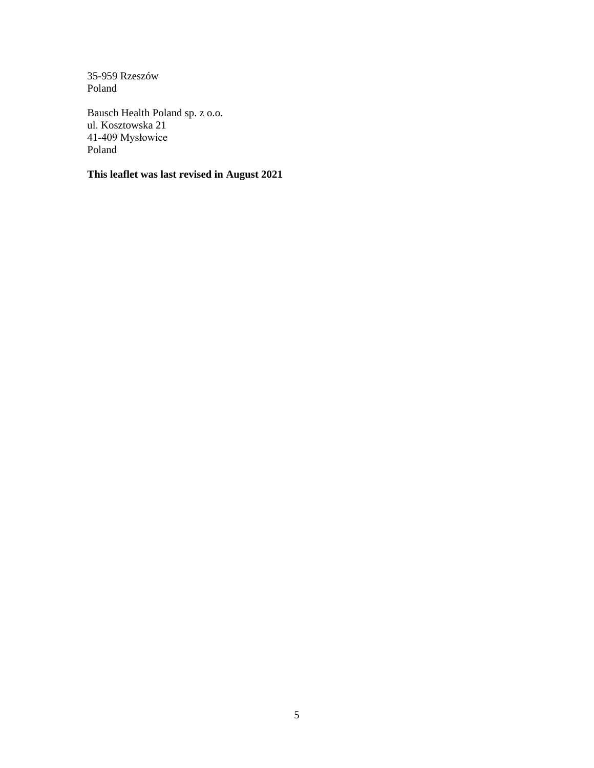35-959 Rzeszów
Poland

Bausch Health Poland sp. z o.o.
ul. Kosztowska 21
41-409 Mysłowice
Poland

**This leaflet was last revised in August 2021**